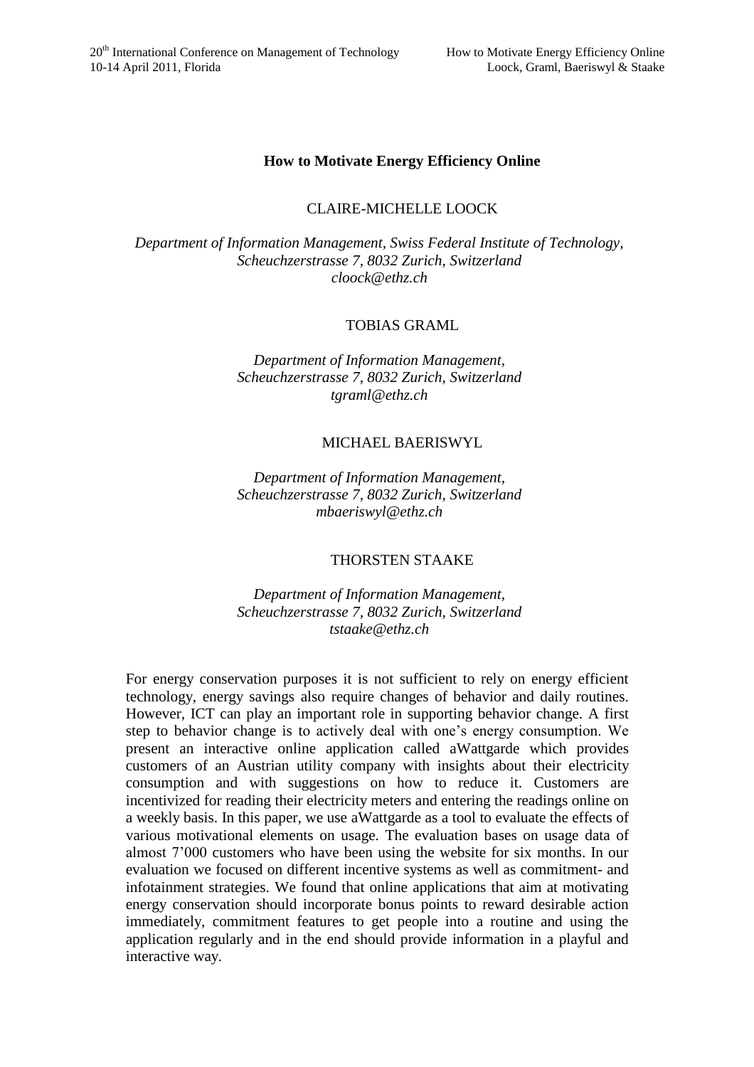# How to Motivate Energy Efficiency Online

CLAIRE-MICHELLE LOOCK

*Department of Information Management, Swiss Federal Institute of Technology, Scheuchzerstrasse 7, 8032 Zurich, Switzerland*
*cloock@ethz.ch*

TOBIAS GRAML

*Department of Information Management, Scheuchzerstrasse 7, 8032 Zurich, Switzerland*
*tgraml@ethz.ch*

MICHAEL BAERISWYL

*Department of Information Management, Scheuchzerstrasse 7, 8032 Zurich, Switzerland*
*mbaeriswyl@ethz.ch*

THORSTEN STAAKE

*Department of Information Management, Scheuchzerstrasse 7, 8032 Zurich, Switzerland*
*tstaake@ethz.ch*

For energy conservation purposes it is not sufficient to rely on energy efficient technology, energy savings also require changes of behavior and daily routines. However, ICT can play an important role in supporting behavior change. A first step to behavior change is to actively deal with one's energy consumption. We present an interactive online application called aWattgarde which provides customers of an Austrian utility company with insights about their electricity consumption and with suggestions on how to reduce it. Customers are incentivized for reading their electricity meters and entering the readings online on a weekly basis. In this paper, we use aWattgarde as a tool to evaluate the effects of various motivational elements on usage. The evaluation bases on usage data of almost 7'000 customers who have been using the website for six months. In our evaluation we focused on different incentive systems as well as commitment- and infotainment strategies. We found that online applications that aim at motivating energy conservation should incorporate bonus points to reward desirable action immediately, commitment features to get people into a routine and using the application regularly and in the end should provide information in a playful and interactive way.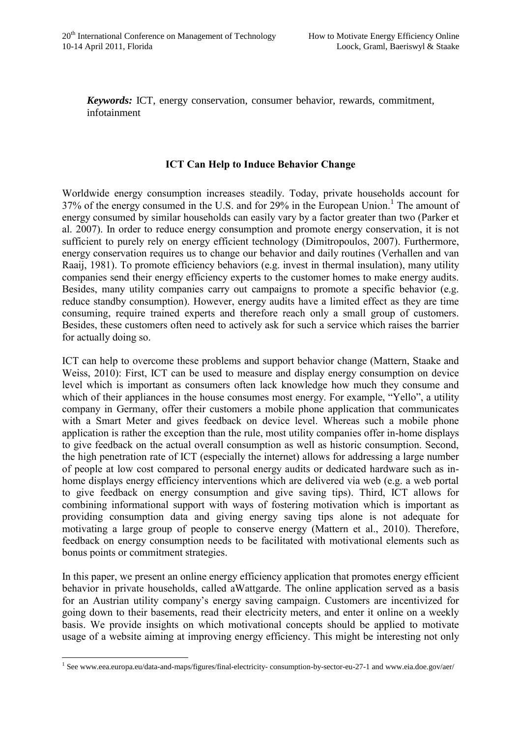***Keywords:*** ICT, energy conservation, consumer behavior, rewards, commitment, infotainment

## ICT Can Help to Induce Behavior Change

Worldwide energy consumption increases steadily. Today, private households account for 37% of the energy consumed in the U.S. and for 29% in the European Union.[1] The amount of energy consumed by similar households can easily vary by a factor greater than two (Parker et al. 2007). In order to reduce energy consumption and promote energy conservation, it is not sufficient to purely rely on energy efficient technology (Dimitropoulos, 2007). Furthermore, energy conservation requires us to change our behavior and daily routines (Verhallen and van Raaij, 1981). To promote efficiency behaviors (e.g. invest in thermal insulation), many utility companies send their energy efficiency experts to the customer homes to make energy audits. Besides, many utility companies carry out campaigns to promote a specific behavior (e.g. reduce standby consumption). However, energy audits have a limited effect as they are time consuming, require trained experts and therefore reach only a small group of customers. Besides, these customers often need to actively ask for such a service which raises the barrier for actually doing so.

ICT can help to overcome these problems and support behavior change (Mattern, Staake and Weiss, 2010): First, ICT can be used to measure and display energy consumption on device level which is important as consumers often lack knowledge how much they consume and which of their appliances in the house consumes most energy. For example, "Yello", a utility company in Germany, offer their customers a mobile phone application that communicates with a Smart Meter and gives feedback on device level. Whereas such a mobile phone application is rather the exception than the rule, most utility companies offer in-home displays to give feedback on the actual overall consumption as well as historic consumption. Second, the high penetration rate of ICT (especially the internet) allows for addressing a large number of people at low cost compared to personal energy audits or dedicated hardware such as in-home displays energy efficiency interventions which are delivered via web (e.g. a web portal to give feedback on energy consumption and give saving tips). Third, ICT allows for combining informational support with ways of fostering motivation which is important as providing consumption data and giving energy saving tips alone is not adequate for motivating a large group of people to conserve energy (Mattern et al., 2010). Therefore, feedback on energy consumption needs to be facilitated with motivational elements such as bonus points or commitment strategies.

In this paper, we present an online energy efficiency application that promotes energy efficient behavior in private households, called aWattgarde. The online application served as a basis for an Austrian utility company's energy saving campaign. Customers are incentivized for going down to their basements, read their electricity meters, and enter it online on a weekly basis. We provide insights on which motivational concepts should be applied to motivate usage of a website aiming at improving energy efficiency. This might be interesting not only

[1] See www.eea.europa.eu/data-and-maps/figures/final-electricity- consumption-by-sector-eu-27-1 and www.eia.doe.gov/aer/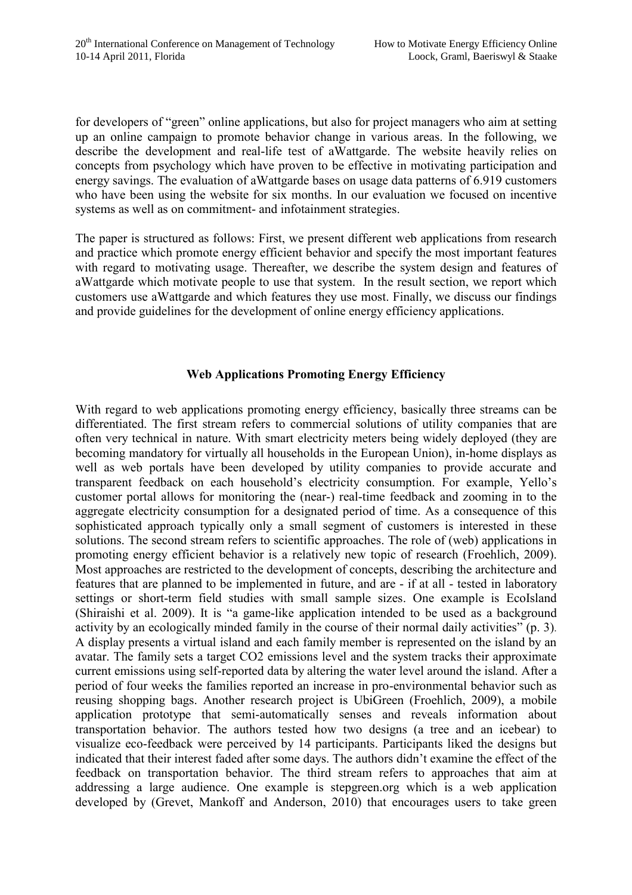for developers of "green" online applications, but also for project managers who aim at setting up an online campaign to promote behavior change in various areas. In the following, we describe the development and real-life test of aWattgarde. The website heavily relies on concepts from psychology which have proven to be effective in motivating participation and energy savings. The evaluation of aWattgarde bases on usage data patterns of 6.919 customers who have been using the website for six months. In our evaluation we focused on incentive systems as well as on commitment- and infotainment strategies.

The paper is structured as follows: First, we present different web applications from research and practice which promote energy efficient behavior and specify the most important features with regard to motivating usage. Thereafter, we describe the system design and features of aWattgarde which motivate people to use that system. In the result section, we report which customers use aWattgarde and which features they use most. Finally, we discuss our findings and provide guidelines for the development of online energy efficiency applications.

## Web Applications Promoting Energy Efficiency

With regard to web applications promoting energy efficiency, basically three streams can be differentiated. The first stream refers to commercial solutions of utility companies that are often very technical in nature. With smart electricity meters being widely deployed (they are becoming mandatory for virtually all households in the European Union), in-home displays as well as web portals have been developed by utility companies to provide accurate and transparent feedback on each household's electricity consumption. For example, Yello's customer portal allows for monitoring the (near-) real-time feedback and zooming in to the aggregate electricity consumption for a designated period of time. As a consequence of this sophisticated approach typically only a small segment of customers is interested in these solutions. The second stream refers to scientific approaches. The role of (web) applications in promoting energy efficient behavior is a relatively new topic of research (Froehlich, 2009). Most approaches are restricted to the development of concepts, describing the architecture and features that are planned to be implemented in future, and are - if at all - tested in laboratory settings or short-term field studies with small sample sizes. One example is EcoIsland (Shiraishi et al. 2009). It is "a game-like application intended to be used as a background activity by an ecologically minded family in the course of their normal daily activities" (p. 3). A display presents a virtual island and each family member is represented on the island by an avatar. The family sets a target CO2 emissions level and the system tracks their approximate current emissions using self-reported data by altering the water level around the island. After a period of four weeks the families reported an increase in pro-environmental behavior such as reusing shopping bags. Another research project is UbiGreen (Froehlich, 2009), a mobile application prototype that semi-automatically senses and reveals information about transportation behavior. The authors tested how two designs (a tree and an icebear) to visualize eco-feedback were perceived by 14 participants. Participants liked the designs but indicated that their interest faded after some days. The authors didn't examine the effect of the feedback on transportation behavior. The third stream refers to approaches that aim at addressing a large audience. One example is stepgreen.org which is a web application developed by (Grevet, Mankoff and Anderson, 2010) that encourages users to take green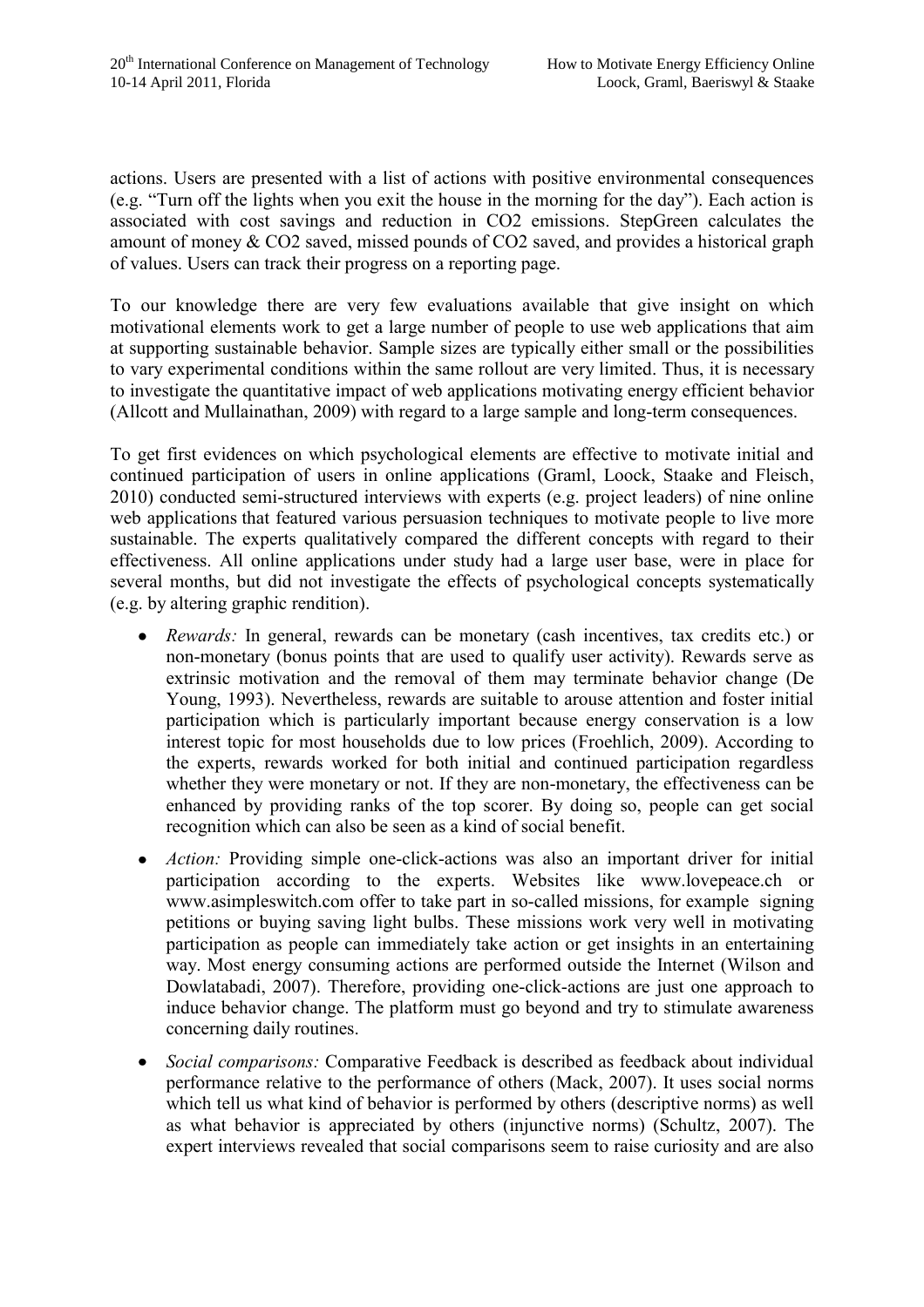actions. Users are presented with a list of actions with positive environmental consequences (e.g. "Turn off the lights when you exit the house in the morning for the day"). Each action is associated with cost savings and reduction in CO2 emissions. StepGreen calculates the amount of money & CO2 saved, missed pounds of CO2 saved, and provides a historical graph of values. Users can track their progress on a reporting page.

To our knowledge there are very few evaluations available that give insight on which motivational elements work to get a large number of people to use web applications that aim at supporting sustainable behavior. Sample sizes are typically either small or the possibilities to vary experimental conditions within the same rollout are very limited. Thus, it is necessary to investigate the quantitative impact of web applications motivating energy efficient behavior (Allcott and Mullainathan, 2009) with regard to a large sample and long-term consequences.

To get first evidences on which psychological elements are effective to motivate initial and continued participation of users in online applications (Graml, Loock, Staake and Fleisch, 2010) conducted semi-structured interviews with experts (e.g. project leaders) of nine online web applications that featured various persuasion techniques to motivate people to live more sustainable. The experts qualitatively compared the different concepts with regard to their effectiveness. All online applications under study had a large user base, were in place for several months, but did not investigate the effects of psychological concepts systematically (e.g. by altering graphic rendition).

- *Rewards:* In general, rewards can be monetary (cash incentives, tax credits etc.) or non-monetary (bonus points that are used to qualify user activity). Rewards serve as extrinsic motivation and the removal of them may terminate behavior change (De Young, 1993). Nevertheless, rewards are suitable to arouse attention and foster initial participation which is particularly important because energy conservation is a low interest topic for most households due to low prices (Froehlich, 2009). According to the experts, rewards worked for both initial and continued participation regardless whether they were monetary or not. If they are non-monetary, the effectiveness can be enhanced by providing ranks of the top scorer. By doing so, people can get social recognition which can also be seen as a kind of social benefit.
- *Action:* Providing simple one-click-actions was also an important driver for initial participation according to the experts. Websites like www.lovepeace.ch or www.asimpleswitch.com offer to take part in so-called missions, for example signing petitions or buying saving light bulbs. These missions work very well in motivating participation as people can immediately take action or get insights in an entertaining way. Most energy consuming actions are performed outside the Internet (Wilson and Dowlatabadi, 2007). Therefore, providing one-click-actions are just one approach to induce behavior change. The platform must go beyond and try to stimulate awareness concerning daily routines.
- *Social comparisons:* Comparative Feedback is described as feedback about individual performance relative to the performance of others (Mack, 2007). It uses social norms which tell us what kind of behavior is performed by others (descriptive norms) as well as what behavior is appreciated by others (injunctive norms) (Schultz, 2007). The expert interviews revealed that social comparisons seem to raise curiosity and are also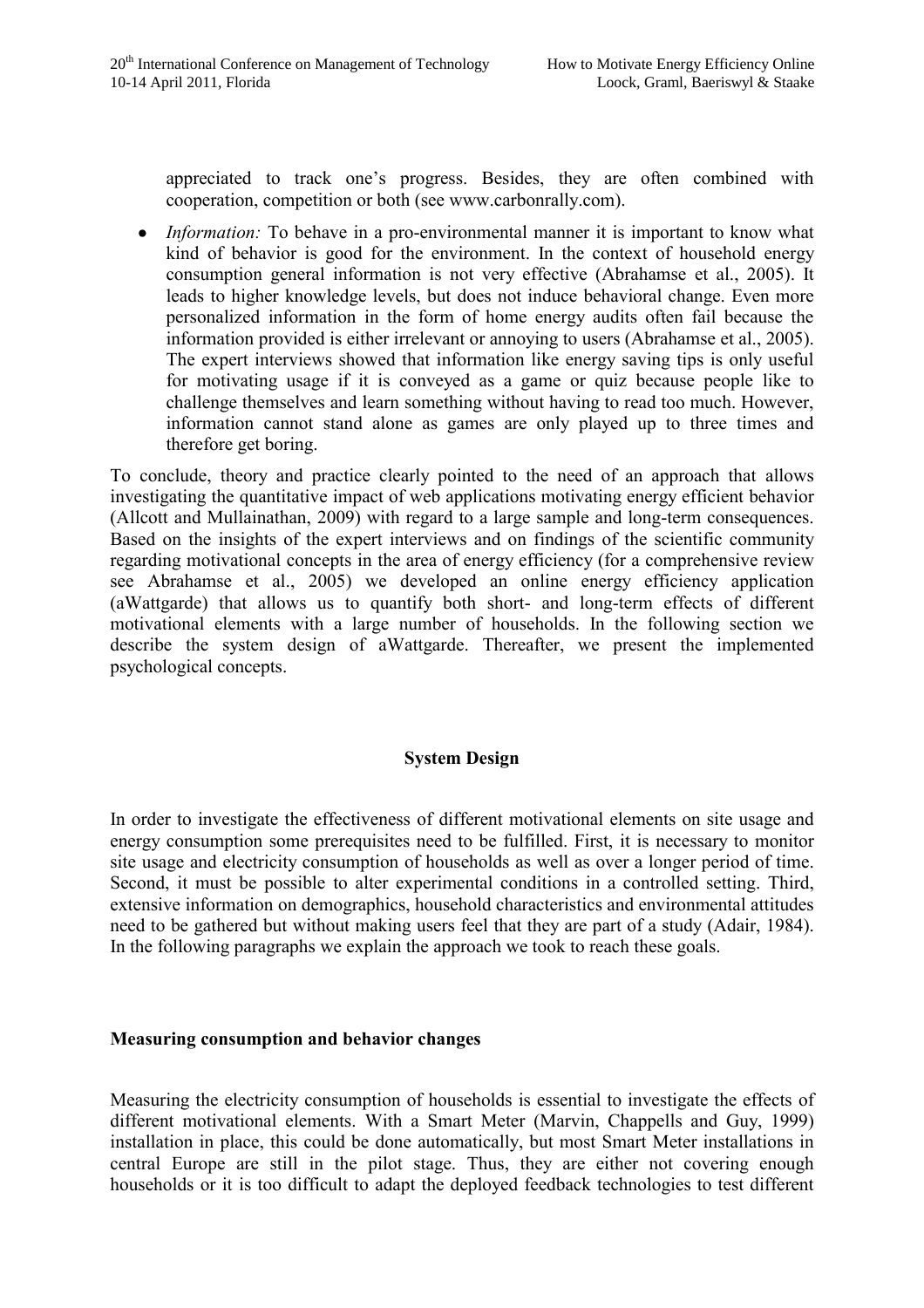appreciated to track one's progress. Besides, they are often combined with cooperation, competition or both (see www.carbonrally.com).

- *Information:* To behave in a pro-environmental manner it is important to know what kind of behavior is good for the environment. In the context of household energy consumption general information is not very effective (Abrahamse et al., 2005). It leads to higher knowledge levels, but does not induce behavioral change. Even more personalized information in the form of home energy audits often fail because the information provided is either irrelevant or annoying to users (Abrahamse et al., 2005). The expert interviews showed that information like energy saving tips is only useful for motivating usage if it is conveyed as a game or quiz because people like to challenge themselves and learn something without having to read too much. However, information cannot stand alone as games are only played up to three times and therefore get boring.

To conclude, theory and practice clearly pointed to the need of an approach that allows investigating the quantitative impact of web applications motivating energy efficient behavior (Allcott and Mullainathan, 2009) with regard to a large sample and long-term consequences. Based on the insights of the expert interviews and on findings of the scientific community regarding motivational concepts in the area of energy efficiency (for a comprehensive review see Abrahamse et al., 2005) we developed an online energy efficiency application (aWattgarde) that allows us to quantify both short- and long-term effects of different motivational elements with a large number of households. In the following section we describe the system design of aWattgarde. Thereafter, we present the implemented psychological concepts.

## System Design

In order to investigate the effectiveness of different motivational elements on site usage and energy consumption some prerequisites need to be fulfilled. First, it is necessary to monitor site usage and electricity consumption of households as well as over a longer period of time. Second, it must be possible to alter experimental conditions in a controlled setting. Third, extensive information on demographics, household characteristics and environmental attitudes need to be gathered but without making users feel that they are part of a study (Adair, 1984). In the following paragraphs we explain the approach we took to reach these goals.

### Measuring consumption and behavior changes

Measuring the electricity consumption of households is essential to investigate the effects of different motivational elements. With a Smart Meter (Marvin, Chappells and Guy, 1999) installation in place, this could be done automatically, but most Smart Meter installations in central Europe are still in the pilot stage. Thus, they are either not covering enough households or it is too difficult to adapt the deployed feedback technologies to test different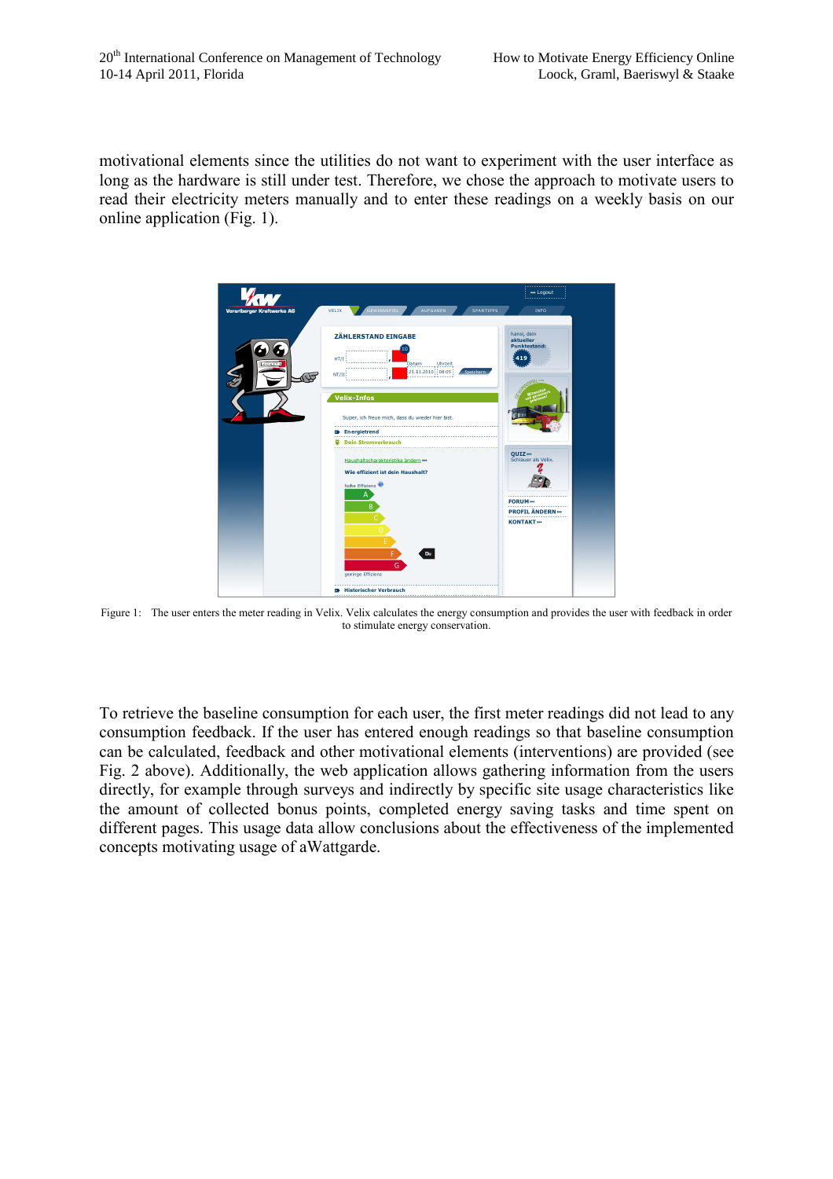motivational elements since the utilities do not want to experiment with the user interface as long as the hardware is still under test. Therefore, we chose the approach to motivate users to read their electricity meters manually and to enter these readings on a weekly basis on our online application (Fig. 1).

Figure 1: The user enters the meter reading in Velix. Velix calculates the energy consumption and provides the user with feedback in order to stimulate energy conservation.

To retrieve the baseline consumption for each user, the first meter readings did not lead to any consumption feedback. If the user has entered enough readings so that baseline consumption can be calculated, feedback and other motivational elements (interventions) are provided (see Fig. 2 above). Additionally, the web application allows gathering information from the users directly, for example through surveys and indirectly by specific site usage characteristics like the amount of collected bonus points, completed energy saving tasks and time spent on different pages. This usage data allow conclusions about the effectiveness of the implemented concepts motivating usage of aWattgarde.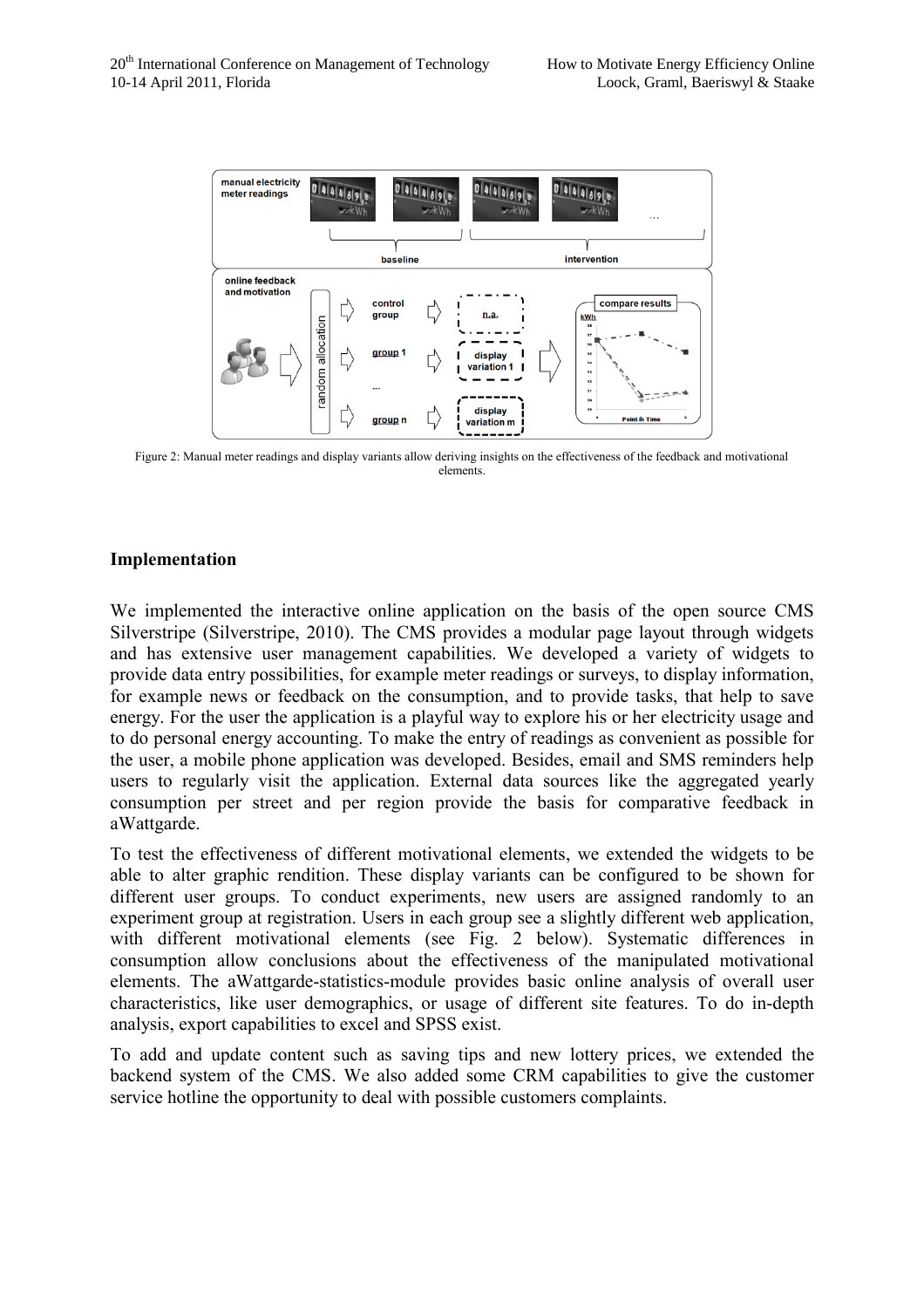Figure 2: Manual meter readings and display variants allow deriving insights on the effectiveness of the feedback and motivational elements.

## Implementation

We implemented the interactive online application on the basis of the open source CMS Silverstripe (Silverstripe, 2010). The CMS provides a modular page layout through widgets and has extensive user management capabilities. We developed a variety of widgets to provide data entry possibilities, for example meter readings or surveys, to display information, for example news or feedback on the consumption, and to provide tasks, that help to save energy. For the user the application is a playful way to explore his or her electricity usage and to do personal energy accounting. To make the entry of readings as convenient as possible for the user, a mobile phone application was developed. Besides, email and SMS reminders help users to regularly visit the application. External data sources like the aggregated yearly consumption per street and per region provide the basis for comparative feedback in aWattgarde.

To test the effectiveness of different motivational elements, we extended the widgets to be able to alter graphic rendition. These display variants can be configured to be shown for different user groups. To conduct experiments, new users are assigned randomly to an experiment group at registration. Users in each group see a slightly different web application, with different motivational elements (see Fig. 2 below). Systematic differences in consumption allow conclusions about the effectiveness of the manipulated motivational elements. The aWattgarde-statistics-module provides basic online analysis of overall user characteristics, like user demographics, or usage of different site features. To do in-depth analysis, export capabilities to excel and SPSS exist.

To add and update content such as saving tips and new lottery prices, we extended the backend system of the CMS. We also added some CRM capabilities to give the customer service hotline the opportunity to deal with possible customers complaints.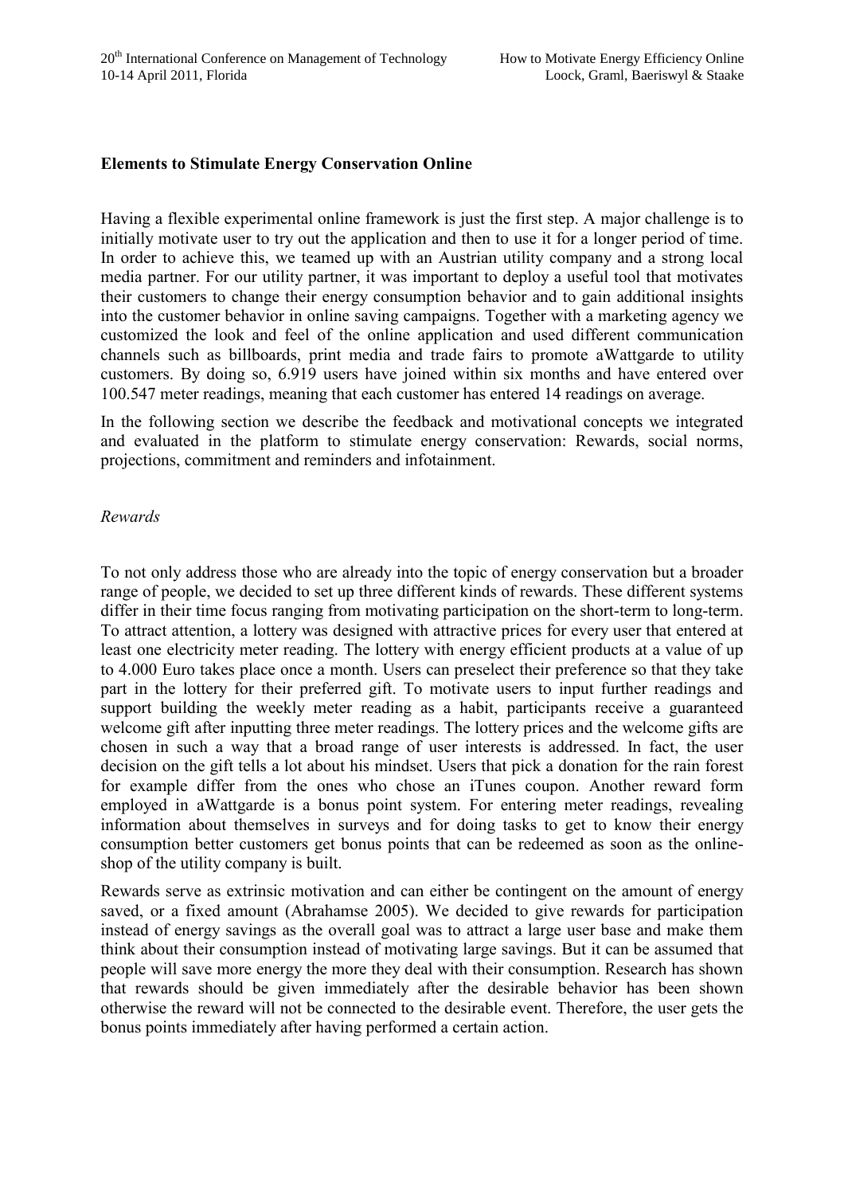**Elements to Stimulate Energy Conservation Online**

Having a flexible experimental online framework is just the first step. A major challenge is to initially motivate user to try out the application and then to use it for a longer period of time. In order to achieve this, we teamed up with an Austrian utility company and a strong local media partner. For our utility partner, it was important to deploy a useful tool that motivates their customers to change their energy consumption behavior and to gain additional insights into the customer behavior in online saving campaigns. Together with a marketing agency we customized the look and feel of the online application and used different communication channels such as billboards, print media and trade fairs to promote aWattgarde to utility customers. By doing so, 6.919 users have joined within six months and have entered over 100.547 meter readings, meaning that each customer has entered 14 readings on average.

In the following section we describe the feedback and motivational concepts we integrated and evaluated in the platform to stimulate energy conservation: Rewards, social norms, projections, commitment and reminders and infotainment.

*Rewards*

To not only address those who are already into the topic of energy conservation but a broader range of people, we decided to set up three different kinds of rewards. These different systems differ in their time focus ranging from motivating participation on the short-term to long-term. To attract attention, a lottery was designed with attractive prices for every user that entered at least one electricity meter reading. The lottery with energy efficient products at a value of up to 4.000 Euro takes place once a month. Users can preselect their preference so that they take part in the lottery for their preferred gift. To motivate users to input further readings and support building the weekly meter reading as a habit, participants receive a guaranteed welcome gift after inputting three meter readings. The lottery prices and the welcome gifts are chosen in such a way that a broad range of user interests is addressed. In fact, the user decision on the gift tells a lot about his mindset. Users that pick a donation for the rain forest for example differ from the ones who chose an iTunes coupon. Another reward form employed in aWattgarde is a bonus point system. For entering meter readings, revealing information about themselves in surveys and for doing tasks to get to know their energy consumption better customers get bonus points that can be redeemed as soon as the online-shop of the utility company is built.

Rewards serve as extrinsic motivation and can either be contingent on the amount of energy saved, or a fixed amount (Abrahamse 2005). We decided to give rewards for participation instead of energy savings as the overall goal was to attract a large user base and make them think about their consumption instead of motivating large savings. But it can be assumed that people will save more energy the more they deal with their consumption. Research has shown that rewards should be given immediately after the desirable behavior has been shown otherwise the reward will not be connected to the desirable event. Therefore, the user gets the bonus points immediately after having performed a certain action.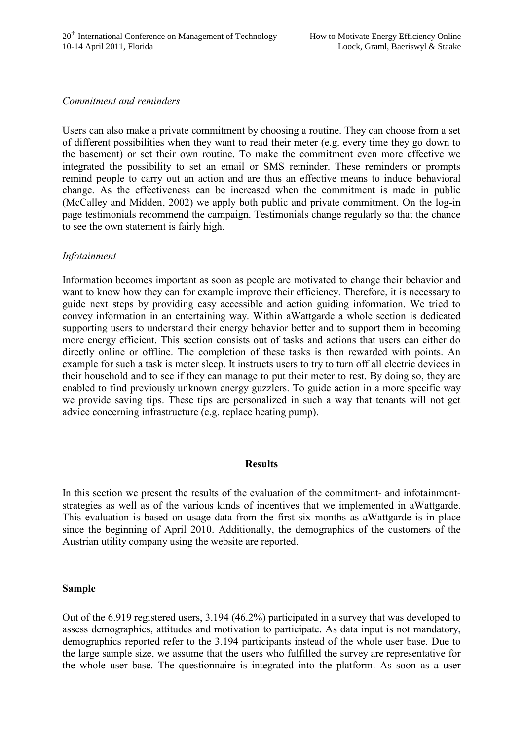*Commitment and reminders*

Users can also make a private commitment by choosing a routine. They can choose from a set of different possibilities when they want to read their meter (e.g. every time they go down to the basement) or set their own routine. To make the commitment even more effective we integrated the possibility to set an email or SMS reminder. These reminders or prompts remind people to carry out an action and are thus an effective means to induce behavioral change. As the effectiveness can be increased when the commitment is made in public (McCalley and Midden, 2002) we apply both public and private commitment. On the log-in page testimonials recommend the campaign. Testimonials change regularly so that the chance to see the own statement is fairly high.

*Infotainment*

Information becomes important as soon as people are motivated to change their behavior and want to know how they can for example improve their efficiency. Therefore, it is necessary to guide next steps by providing easy accessible and action guiding information. We tried to convey information in an entertaining way. Within aWattgarde a whole section is dedicated supporting users to understand their energy behavior better and to support them in becoming more energy efficient. This section consists out of tasks and actions that users can either do directly online or offline. The completion of these tasks is then rewarded with points. An example for such a task is meter sleep. It instructs users to try to turn off all electric devices in their household and to see if they can manage to put their meter to rest. By doing so, they are enabled to find previously unknown energy guzzlers. To guide action in a more specific way we provide saving tips. These tips are personalized in such a way that tenants will not get advice concerning infrastructure (e.g. replace heating pump).

## Results

In this section we present the results of the evaluation of the commitment- and infotainment-strategies as well as of the various kinds of incentives that we implemented in aWattgarde. This evaluation is based on usage data from the first six months as aWattgarde is in place since the beginning of April 2010. Additionally, the demographics of the customers of the Austrian utility company using the website are reported.

### Sample

Out of the 6.919 registered users, 3.194 (46.2%) participated in a survey that was developed to assess demographics, attitudes and motivation to participate. As data input is not mandatory, demographics reported refer to the 3.194 participants instead of the whole user base. Due to the large sample size, we assume that the users who fulfilled the survey are representative for the whole user base. The questionnaire is integrated into the platform. As soon as a user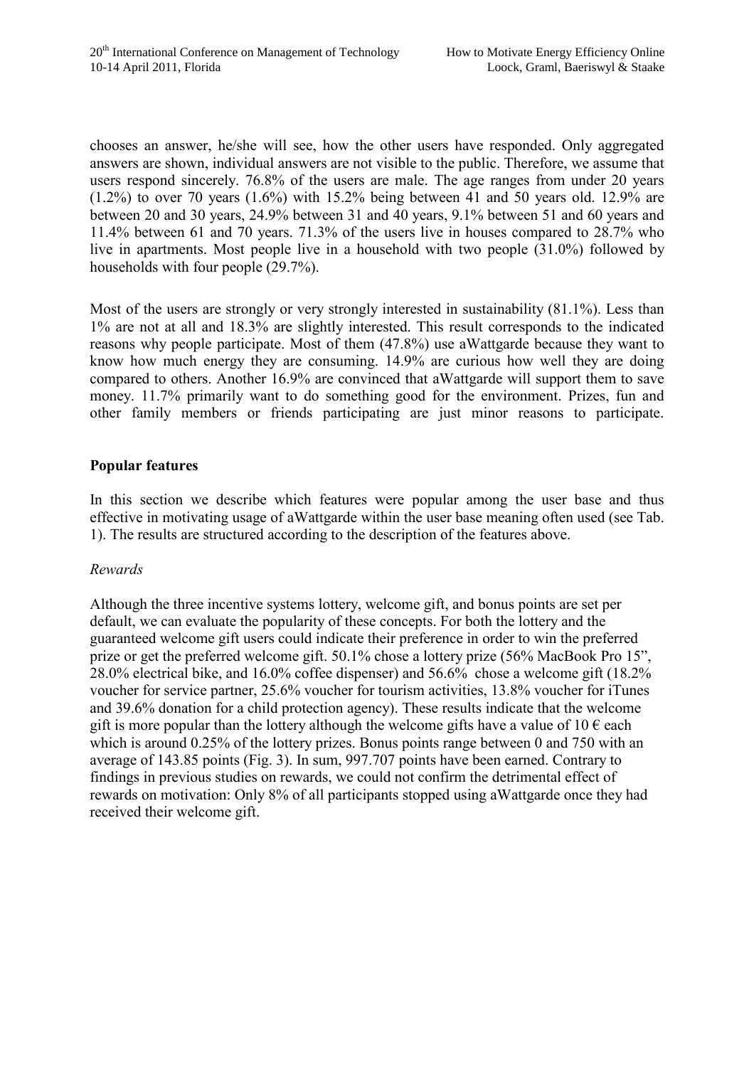chooses an answer, he/she will see, how the other users have responded. Only aggregated answers are shown, individual answers are not visible to the public. Therefore, we assume that users respond sincerely. 76.8% of the users are male. The age ranges from under 20 years (1.2%) to over 70 years (1.6%) with 15.2% being between 41 and 50 years old. 12.9% are between 20 and 30 years, 24.9% between 31 and 40 years, 9.1% between 51 and 60 years and 11.4% between 61 and 70 years. 71.3% of the users live in houses compared to 28.7% who live in apartments. Most people live in a household with two people (31.0%) followed by households with four people (29.7%).

Most of the users are strongly or very strongly interested in sustainability (81.1%). Less than 1% are not at all and 18.3% are slightly interested. This result corresponds to the indicated reasons why people participate. Most of them (47.8%) use aWattgarde because they want to know how much energy they are consuming. 14.9% are curious how well they are doing compared to others. Another 16.9% are convinced that aWattgarde will support them to save money. 11.7% primarily want to do something good for the environment. Prizes, fun and other family members or friends participating are just minor reasons to participate.

**Popular features**

In this section we describe which features were popular among the user base and thus effective in motivating usage of aWattgarde within the user base meaning often used (see Tab. 1). The results are structured according to the description of the features above.

*Rewards*

Although the three incentive systems lottery, welcome gift, and bonus points are set per default, we can evaluate the popularity of these concepts. For both the lottery and the guaranteed welcome gift users could indicate their preference in order to win the preferred prize or get the preferred welcome gift. 50.1% chose a lottery prize (56% MacBook Pro 15", 28.0% electrical bike, and 16.0% coffee dispenser) and 56.6% chose a welcome gift (18.2% voucher for service partner, 25.6% voucher for tourism activities, 13.8% voucher for iTunes and 39.6% donation for a child protection agency). These results indicate that the welcome gift is more popular than the lottery although the welcome gifts have a value of 10 € each which is around 0.25% of the lottery prizes. Bonus points range between 0 and 750 with an average of 143.85 points (Fig. 3). In sum, 997.707 points have been earned. Contrary to findings in previous studies on rewards, we could not confirm the detrimental effect of rewards on motivation: Only 8% of all participants stopped using aWattgarde once they had received their welcome gift.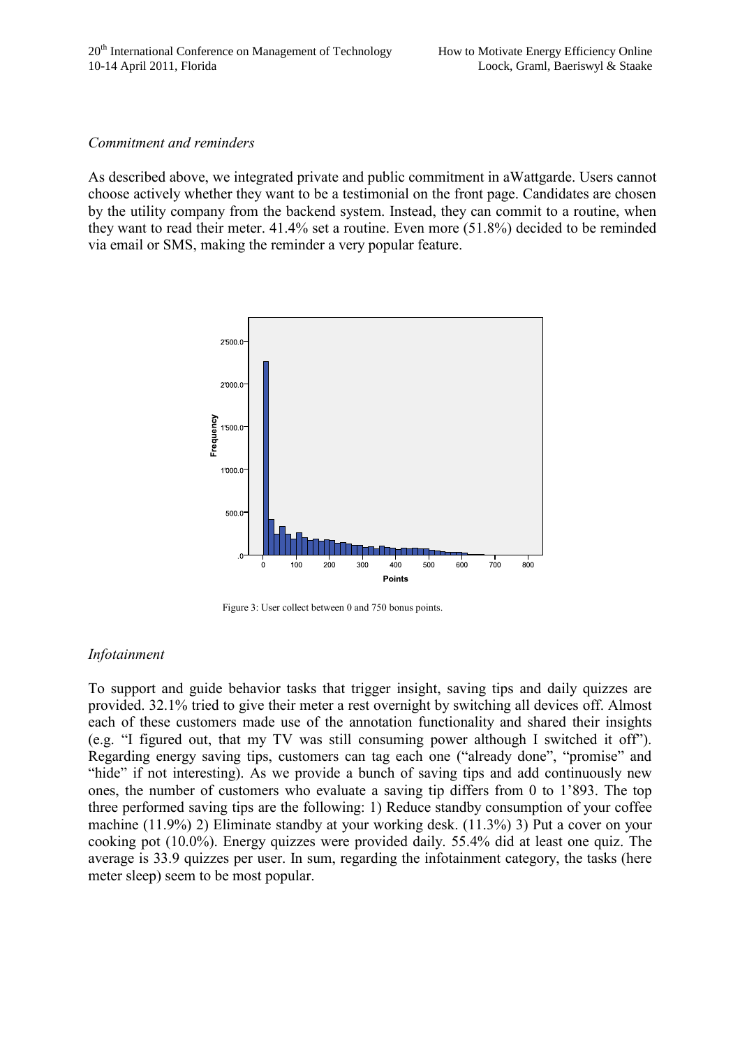*Commitment and reminders*

As described above, we integrated private and public commitment in aWattgarde. Users cannot choose actively whether they want to be a testimonial on the front page. Candidates are chosen by the utility company from the backend system. Instead, they can commit to a routine, when they want to read their meter. 41.4% set a routine. Even more (51.8%) decided to be reminded via email or SMS, making the reminder a very popular feature.

Figure 3: User collect between 0 and 750 bonus points.

*Infotainment*

To support and guide behavior tasks that trigger insight, saving tips and daily quizzes are provided. 32.1% tried to give their meter a rest overnight by switching all devices off. Almost each of these customers made use of the annotation functionality and shared their insights (e.g. "I figured out, that my TV was still consuming power although I switched it off"). Regarding energy saving tips, customers can tag each one ("already done", "promise" and "hide" if not interesting). As we provide a bunch of saving tips and add continuously new ones, the number of customers who evaluate a saving tip differs from 0 to 1'893. The top three performed saving tips are the following: 1) Reduce standby consumption of your coffee machine (11.9%) 2) Eliminate standby at your working desk. (11.3%) 3) Put a cover on your cooking pot (10.0%). Energy quizzes were provided daily. 55.4% did at least one quiz. The average is 33.9 quizzes per user. In sum, regarding the infotainment category, the tasks (here meter sleep) seem to be most popular.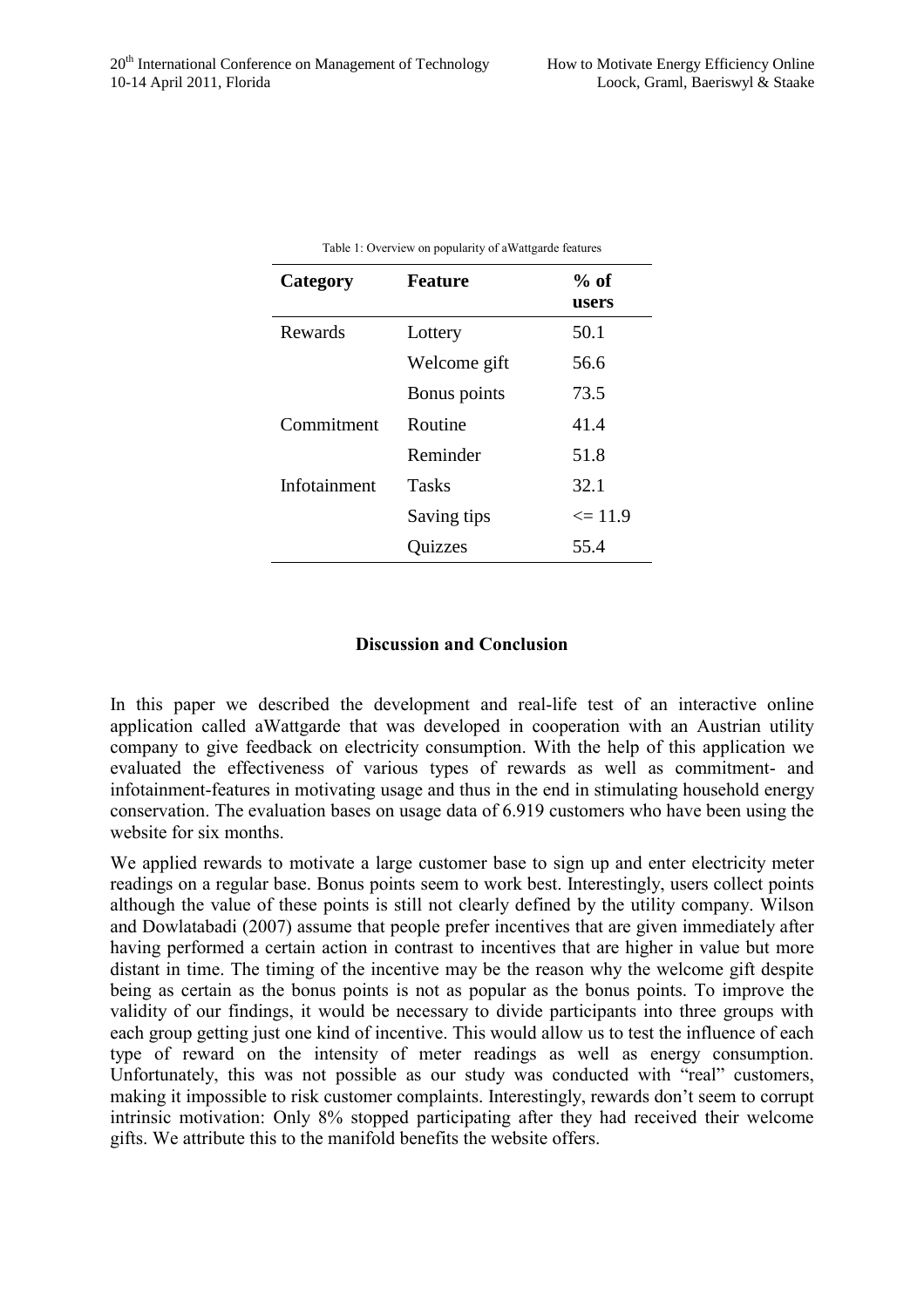Table 1: Overview on popularity of aWattgarde features

| Category | Feature | % of users |
|---|---|---|
| Rewards | Lottery | 50.1 |
| | Welcome gift | 56.6 |
| | Bonus points | 73.5 |
| Commitment | Routine | 41.4 |
| | Reminder | 51.8 |
| Infotainment | Tasks | 32.1 |
| | Saving tips | <= 11.9 |
| | Quizzes | 55.4 |

## Discussion and Conclusion

In this paper we described the development and real-life test of an interactive online application called aWattgarde that was developed in cooperation with an Austrian utility company to give feedback on electricity consumption. With the help of this application we evaluated the effectiveness of various types of rewards as well as commitment- and infotainment-features in motivating usage and thus in the end in stimulating household energy conservation. The evaluation bases on usage data of 6.919 customers who have been using the website for six months.

We applied rewards to motivate a large customer base to sign up and enter electricity meter readings on a regular base. Bonus points seem to work best. Interestingly, users collect points although the value of these points is still not clearly defined by the utility company. Wilson and Dowlatabadi (2007) assume that people prefer incentives that are given immediately after having performed a certain action in contrast to incentives that are higher in value but more distant in time. The timing of the incentive may be the reason why the welcome gift despite being as certain as the bonus points is not as popular as the bonus points. To improve the validity of our findings, it would be necessary to divide participants into three groups with each group getting just one kind of incentive. This would allow us to test the influence of each type of reward on the intensity of meter readings as well as energy consumption. Unfortunately, this was not possible as our study was conducted with "real" customers, making it impossible to risk customer complaints. Interestingly, rewards don't seem to corrupt intrinsic motivation: Only 8% stopped participating after they had received their welcome gifts. We attribute this to the manifold benefits the website offers.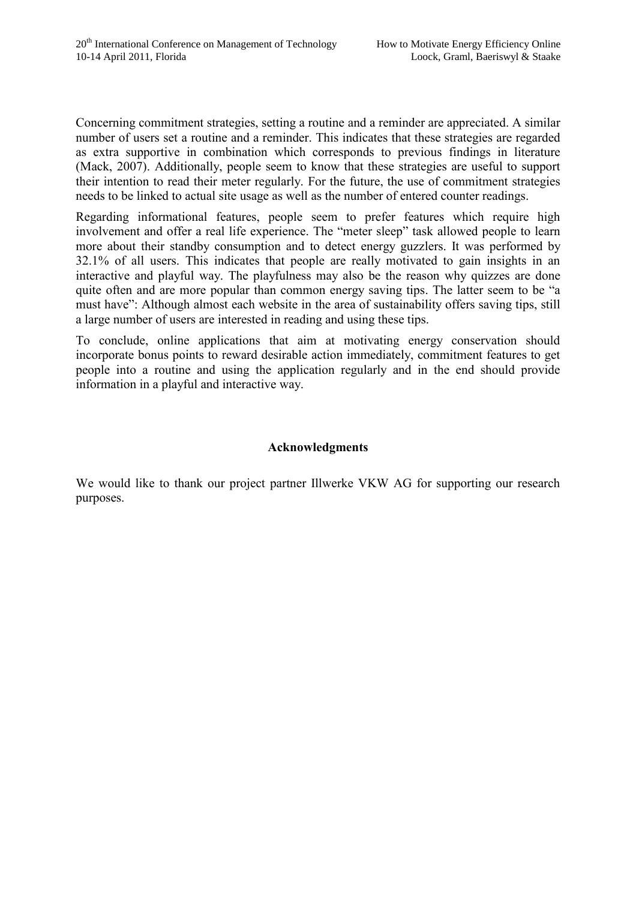Concerning commitment strategies, setting a routine and a reminder are appreciated. A similar number of users set a routine and a reminder. This indicates that these strategies are regarded as extra supportive in combination which corresponds to previous findings in literature (Mack, 2007). Additionally, people seem to know that these strategies are useful to support their intention to read their meter regularly. For the future, the use of commitment strategies needs to be linked to actual site usage as well as the number of entered counter readings.

Regarding informational features, people seem to prefer features which require high involvement and offer a real life experience. The "meter sleep" task allowed people to learn more about their standby consumption and to detect energy guzzlers. It was performed by 32.1% of all users. This indicates that people are really motivated to gain insights in an interactive and playful way. The playfulness may also be the reason why quizzes are done quite often and are more popular than common energy saving tips. The latter seem to be "a must have": Although almost each website in the area of sustainability offers saving tips, still a large number of users are interested in reading and using these tips.

To conclude, online applications that aim at motivating energy conservation should incorporate bonus points to reward desirable action immediately, commitment features to get people into a routine and using the application regularly and in the end should provide information in a playful and interactive way.

## Acknowledgments

We would like to thank our project partner Illwerke VKW AG for supporting our research purposes.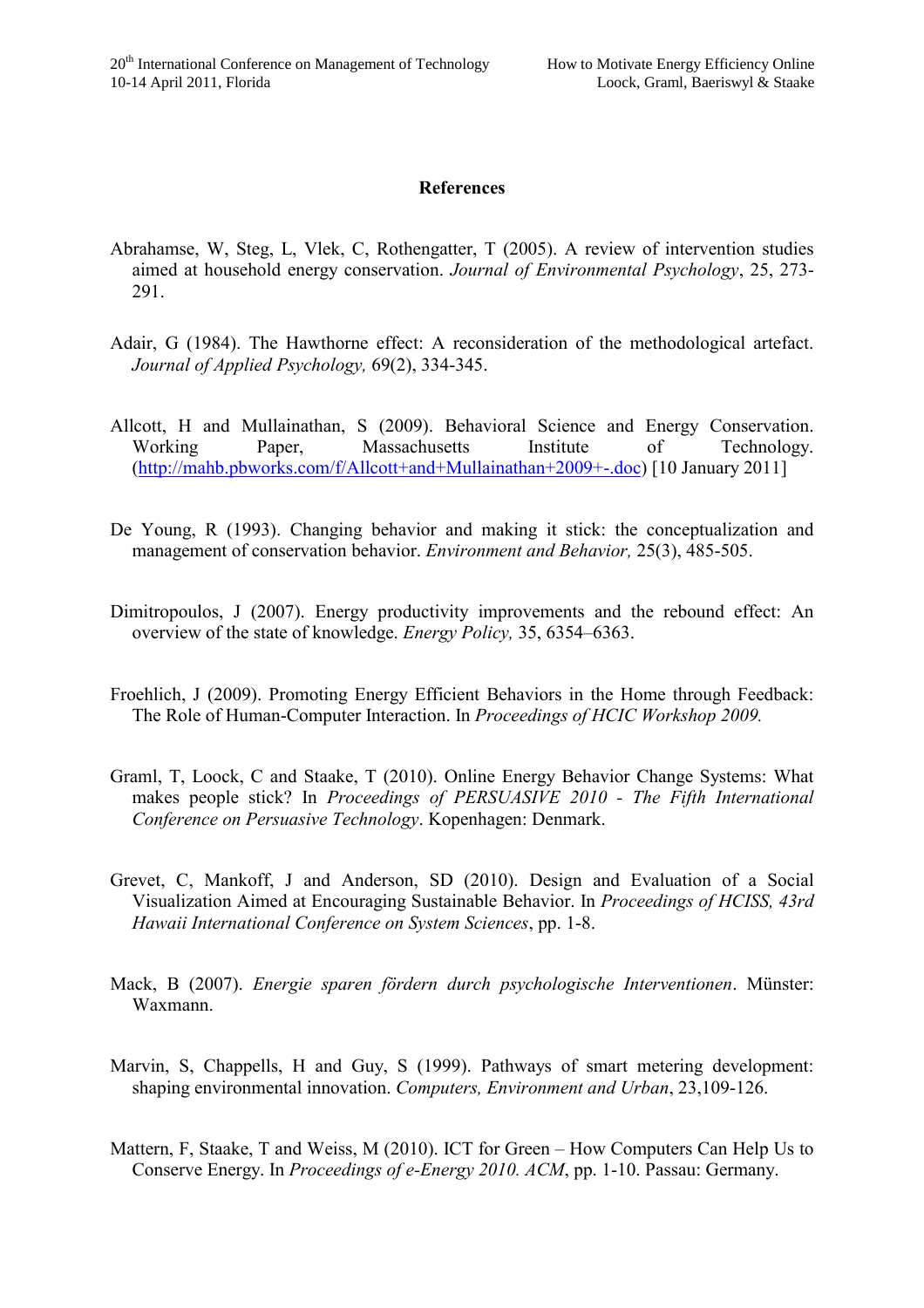## References

Abrahamse, W, Steg, L, Vlek, C, Rothengatter, T (2005). A review of intervention studies aimed at household energy conservation. *Journal of Environmental Psychology*, 25, 273-291.

Adair, G (1984). The Hawthorne effect: A reconsideration of the methodological artefact. *Journal of Applied Psychology,* 69(2), 334-345.

Allcott, H and Mullainathan, S (2009). Behavioral Science and Energy Conservation. Working Paper, Massachusetts Institute of Technology. (http://mahb.pbworks.com/f/Allcott+and+Mullainathan+2009+-.doc) [10 January 2011]

De Young, R (1993). Changing behavior and making it stick: the conceptualization and management of conservation behavior. *Environment and Behavior,* 25(3), 485-505.

Dimitropoulos, J (2007). Energy productivity improvements and the rebound effect: An overview of the state of knowledge. *Energy Policy,* 35, 6354–6363.

Froehlich, J (2009). Promoting Energy Efficient Behaviors in the Home through Feedback: The Role of Human-Computer Interaction. In *Proceedings of HCIC Workshop 2009.*

Graml, T, Loock, C and Staake, T (2010). Online Energy Behavior Change Systems: What makes people stick? In *Proceedings of PERSUASIVE 2010 - The Fifth International Conference on Persuasive Technology*. Kopenhagen: Denmark.

Grevet, C, Mankoff, J and Anderson, SD (2010). Design and Evaluation of a Social Visualization Aimed at Encouraging Sustainable Behavior. In *Proceedings of HCISS, 43rd Hawaii International Conference on System Sciences*, pp. 1-8.

Mack, B (2007). *Energie sparen fördern durch psychologische Interventionen*. Münster: Waxmann.

Marvin, S, Chappells, H and Guy, S (1999). Pathways of smart metering development: shaping environmental innovation. *Computers, Environment and Urban*, 23,109-126.

Mattern, F, Staake, T and Weiss, M (2010). ICT for Green – How Computers Can Help Us to Conserve Energy. In *Proceedings of e-Energy 2010. ACM*, pp. 1-10. Passau: Germany.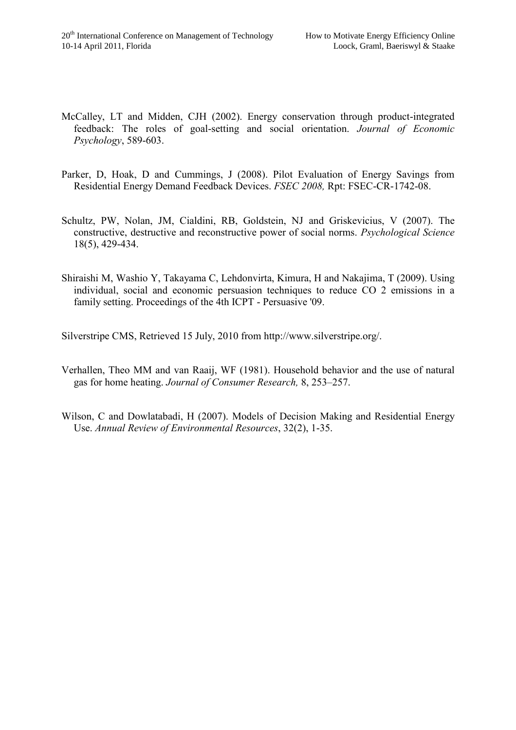McCalley, LT and Midden, CJH (2002). Energy conservation through product-integrated feedback: The roles of goal-setting and social orientation. *Journal of Economic Psychology*, 589-603.

Parker, D, Hoak, D and Cummings, J (2008). Pilot Evaluation of Energy Savings from Residential Energy Demand Feedback Devices. *FSEC 2008,* Rpt: FSEC-CR-1742-08.

Schultz, PW, Nolan, JM, Cialdini, RB, Goldstein, NJ and Griskevicius, V (2007). The constructive, destructive and reconstructive power of social norms. *Psychological Science* 18(5), 429-434.

Shiraishi M, Washio Y, Takayama C, Lehdonvirta, Kimura, H and Nakajima, T (2009). Using individual, social and economic persuasion techniques to reduce CO 2 emissions in a family setting. Proceedings of the 4th ICPT - Persuasive '09.

Silverstripe CMS, Retrieved 15 July, 2010 from http://www.silverstripe.org/.

Verhallen, Theo MM and van Raaij, WF (1981). Household behavior and the use of natural gas for home heating. *Journal of Consumer Research,* 8, 253–257.

Wilson, C and Dowlatabadi, H (2007). Models of Decision Making and Residential Energy Use. *Annual Review of Environmental Resources*, 32(2), 1-35.